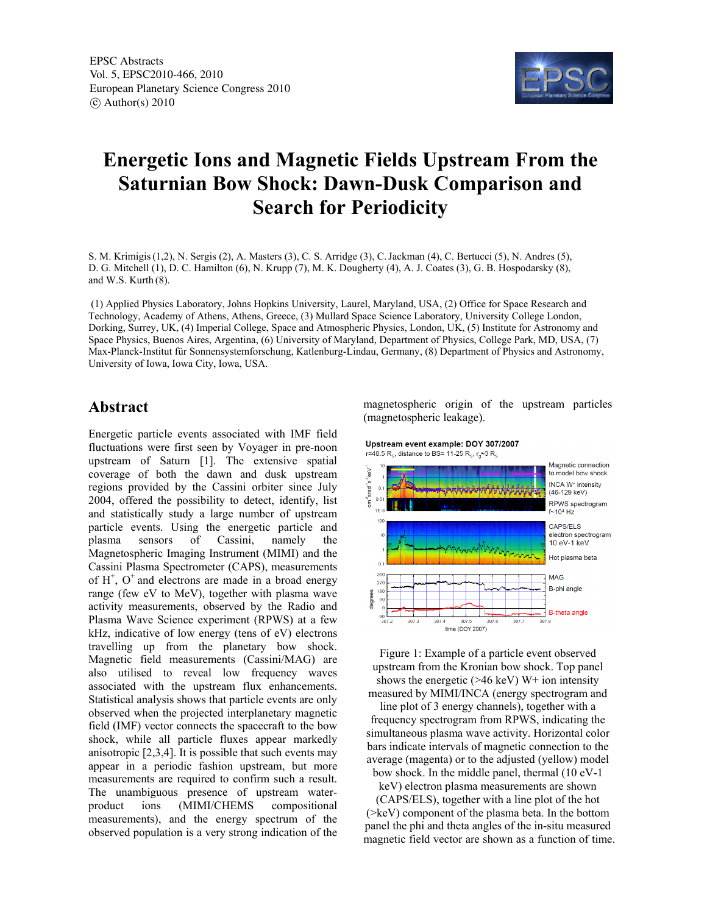EPSC Abstracts
Vol. 5, EPSC2010-466, 2010
European Planetary Science Congress 2010
© Author(s) 2010

# Energetic Ions and Magnetic Fields Upstream From the Saturnian Bow Shock: Dawn-Dusk Comparison and Search for Periodicity

S. M. Krimigis (1,2), N. Sergis (2), A. Masters (3), C. S. Arridge (3), C. Jackman (4), C. Bertucci (5), N. Andres (5), D. G. Mitchell (1), D. C. Hamilton (6), N. Krupp (7), M. K. Dougherty (4), A. J. Coates (3), G. B. Hospodarsky (8), and W.S. Kurth (8).

(1) Applied Physics Laboratory, Johns Hopkins University, Laurel, Maryland, USA, (2) Office for Space Research and Technology, Academy of Athens, Athens, Greece, (3) Mullard Space Science Laboratory, University College London, Dorking, Surrey, UK, (4) Imperial College, Space and Atmospheric Physics, London, UK, (5) Institute for Astronomy and Space Physics, Buenos Aires, Argentina, (6) University of Maryland, Department of Physics, College Park, MD, USA, (7) Max-Planck-Institut für Sonnensystemforschung, Katlenburg-Lindau, Germany, (8) Department of Physics and Astronomy, University of Iowa, Iowa City, Iowa, USA.

## Abstract

Energetic particle events associated with IMF field fluctuations were first seen by Voyager in pre-noon upstream of Saturn [1]. The extensive spatial coverage of both the dawn and dusk upstream regions provided by the Cassini orbiter since July 2004, offered the possibility to detect, identify, list and statistically study a large number of upstream particle events. Using the energetic particle and plasma sensors of Cassini, namely the Magnetospheric Imaging Instrument (MIMI) and the Cassini Plasma Spectrometer (CAPS), measurements of $H^+$, $O^+$ and electrons are made in a broad energy range (few eV to MeV), together with plasma wave activity measurements, observed by the Radio and Plasma Wave Science experiment (RPWS) at a few kHz, indicative of low energy (tens of eV) electrons travelling up from the planetary bow shock. Magnetic field measurements (Cassini/MAG) are also utilised to reveal low frequency waves associated with the upstream flux enhancements. Statistical analysis shows that particle events are only observed when the projected interplanetary magnetic field (IMF) vector connects the spacecraft to the bow shock, while all particle fluxes appear markedly anisotropic [2,3,4]. It is possible that such events may appear in a periodic fashion upstream, but more measurements are required to confirm such a result. The unambiguous presence of upstream water-product ions (MIMI/CHEMS compositional measurements), and the energy spectrum of the observed population is a very strong indication of the magnetospheric origin of the upstream particles (magnetospheric leakage).

Figure 1: Example of a particle event observed upstream from the Kronian bow shock. Top panel shows the energetic (>46 keV) W+ ion intensity measured by MIMI/INCA (energy spectrogram and line plot of 3 energy channels), together with a frequency spectrogram from RPWS, indicating the simultaneous plasma wave activity. Horizontal color bars indicate intervals of magnetic connection to the average (magenta) or to the adjusted (yellow) model bow shock. In the middle panel, thermal (10 eV-1 keV) electron plasma measurements are shown (CAPS/ELS), together with a line plot of the hot (>keV) component of the plasma beta. In the bottom panel the phi and theta angles of the in-situ measured magnetic field vector are shown as a function of time.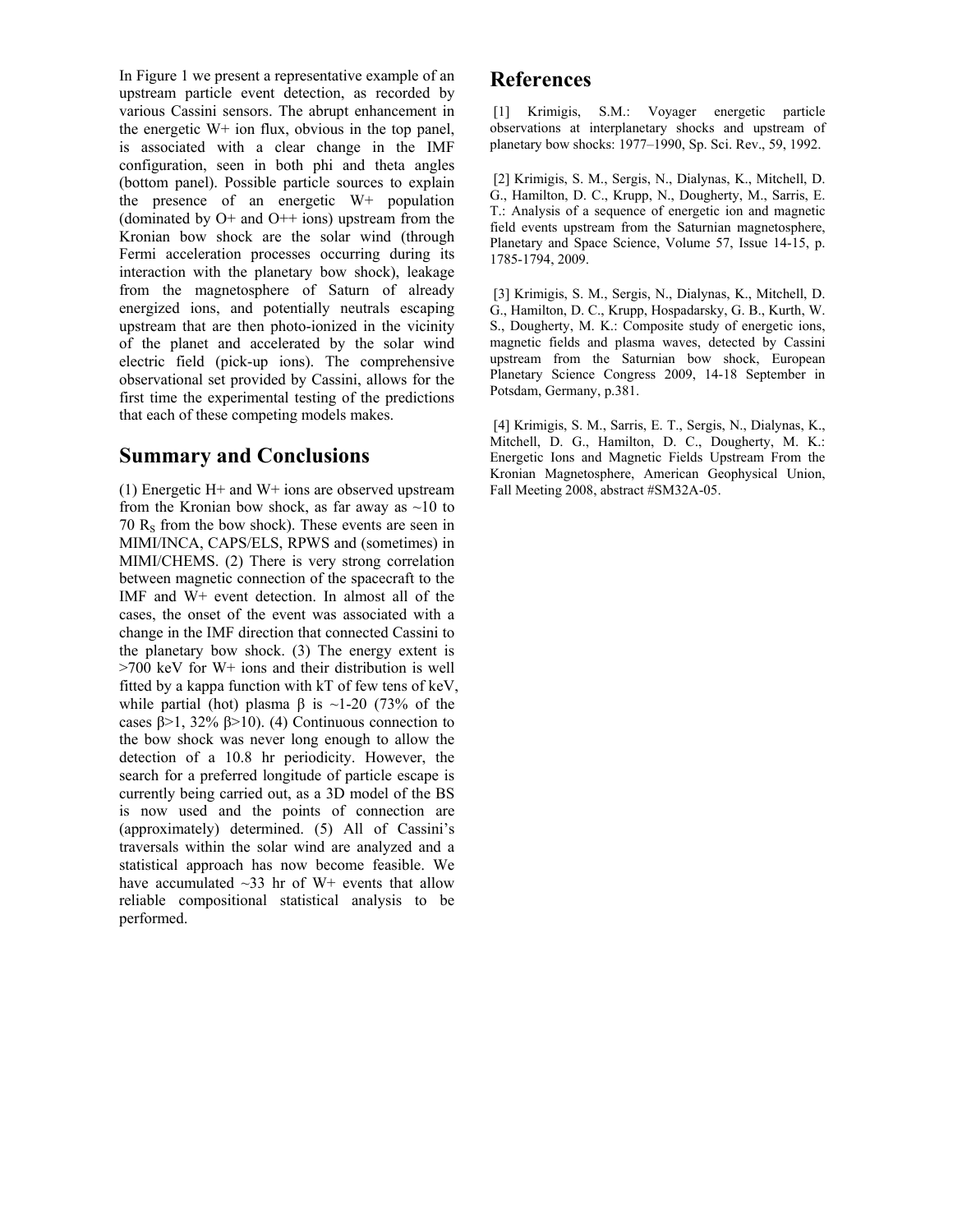In Figure 1 we present a representative example of an upstream particle event detection, as recorded by various Cassini sensors. The abrupt enhancement in the energetic W+ ion flux, obvious in the top panel, is associated with a clear change in the IMF configuration, seen in both phi and theta angles (bottom panel). Possible particle sources to explain the presence of an energetic W+ population (dominated by O+ and O++ ions) upstream from the Kronian bow shock are the solar wind (through Fermi acceleration processes occurring during its interaction with the planetary bow shock), leakage from the magnetosphere of Saturn of already energized ions, and potentially neutrals escaping upstream that are then photo-ionized in the vicinity of the planet and accelerated by the solar wind electric field (pick-up ions). The comprehensive observational set provided by Cassini, allows for the first time the experimental testing of the predictions that each of these competing models makes.

## Summary and Conclusions

(1) Energetic H+ and W+ ions are observed upstream from the Kronian bow shock, as far away as ~10 to 70 $R_S$ from the bow shock). These events are seen in MIMI/INCA, CAPS/ELS, RPWS and (sometimes) in MIMI/CHEMS. (2) There is very strong correlation between magnetic connection of the spacecraft to the IMF and W+ event detection. In almost all of the cases, the onset of the event was associated with a change in the IMF direction that connected Cassini to the planetary bow shock. (3) The energy extent is >700 keV for W+ ions and their distribution is well fitted by a kappa function with kT of few tens of keV, while partial (hot) plasma $\beta$ is ~1-20 (73% of the cases $\beta$>1, 32% $\beta$>10). (4) Continuous connection to the bow shock was never long enough to allow the detection of a 10.8 hr periodicity. However, the search for a preferred longitude of particle escape is currently being carried out, as a 3D model of the BS is now used and the points of connection are (approximately) determined. (5) All of Cassini's traversals within the solar wind are analyzed and a statistical approach has now become feasible. We have accumulated ~33 hr of W+ events that allow reliable compositional statistical analysis to be performed.

## References

[1] Krimigis, S.M.: Voyager energetic particle observations at interplanetary shocks and upstream of planetary bow shocks: 1977–1990, Sp. Sci. Rev., 59, 1992.

[2] Krimigis, S. M., Sergis, N., Dialynas, K., Mitchell, D. G., Hamilton, D. C., Krupp, N., Dougherty, M., Sarris, E. T.: Analysis of a sequence of energetic ion and magnetic field events upstream from the Saturnian magnetosphere, Planetary and Space Science, Volume 57, Issue 14-15, p. 1785-1794, 2009.

[3] Krimigis, S. M., Sergis, N., Dialynas, K., Mitchell, D. G., Hamilton, D. C., Krupp, Hospadarsky, G. B., Kurth, W. S., Dougherty, M. K.: Composite study of energetic ions, magnetic fields and plasma waves, detected by Cassini upstream from the Saturnian bow shock, European Planetary Science Congress 2009, 14-18 September in Potsdam, Germany, p.381.

[4] Krimigis, S. M., Sarris, E. T., Sergis, N., Dialynas, K., Mitchell, D. G., Hamilton, D. C., Dougherty, M. K.: Energetic Ions and Magnetic Fields Upstream From the Kronian Magnetosphere, American Geophysical Union, Fall Meeting 2008, abstract #SM32A-05.